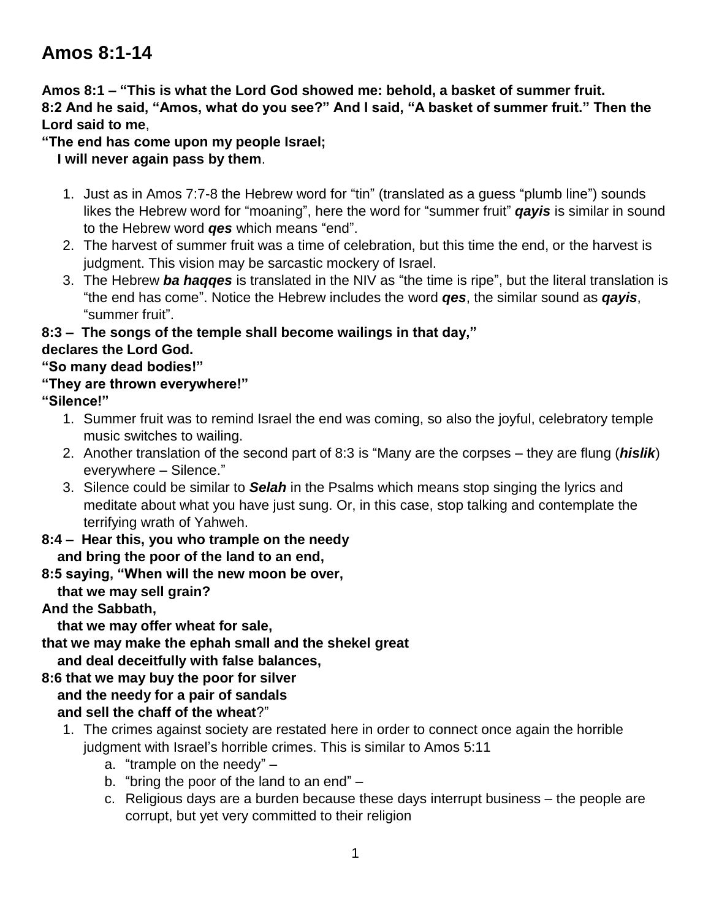# Amos 8:1-14

**Amos 8:1 – "This is what the Lord God showed me: behold, a basket of summer fruit. 8:2 And he said, "Amos, what do you see?" And I said, "A basket of summer fruit." Then the Lord said to me**,

**"The end has come upon my people Israel;**
**I will never again pass by them**.

1. Just as in Amos 7:7-8 the Hebrew word for "tin" (translated as a guess "plumb line") sounds likes the Hebrew word for "moaning", here the word for "summer fruit" ***qayis*** is similar in sound to the Hebrew word ***qes*** which means "end".
2. The harvest of summer fruit was a time of celebration, but this time the end, or the harvest is judgment. This vision may be sarcastic mockery of Israel.
3. The Hebrew ***ba haqqes*** is translated in the NIV as "the time is ripe", but the literal translation is "the end has come". Notice the Hebrew includes the word ***qes***, the similar sound as ***qayis***, "summer fruit".

**8:3 – The songs of the temple shall become wailings in that day,"**
**declares the Lord God.**
**"So many dead bodies!"**
**"They are thrown everywhere!"**
**"Silence!"**

1. Summer fruit was to remind Israel the end was coming, so also the joyful, celebratory temple music switches to wailing.
2. Another translation of the second part of 8:3 is "Many are the corpses – they are flung (***hislik***) everywhere – Silence."
3. Silence could be similar to ***Selah*** in the Psalms which means stop singing the lyrics and meditate about what you have just sung. Or, in this case, stop talking and contemplate the terrifying wrath of Yahweh.

**8:4 – Hear this, you who trample on the needy**
**and bring the poor of the land to an end,**
**8:5 saying, "When will the new moon be over,**
**that we may sell grain?**
**And the Sabbath,**
**that we may offer wheat for sale,**
**that we may make the ephah small and the shekel great**
**and deal deceitfully with false balances,**
**8:6 that we may buy the poor for silver**
**and the needy for a pair of sandals**
**and sell the chaff of the wheat**?"

1. The crimes against society are restated here in order to connect once again the horrible judgment with Israel's horrible crimes. This is similar to Amos 5:11
   a. "trample on the needy" –
   b. "bring the poor of the land to an end" –
   c. Religious days are a burden because these days interrupt business – the people are corrupt, but yet very committed to their religion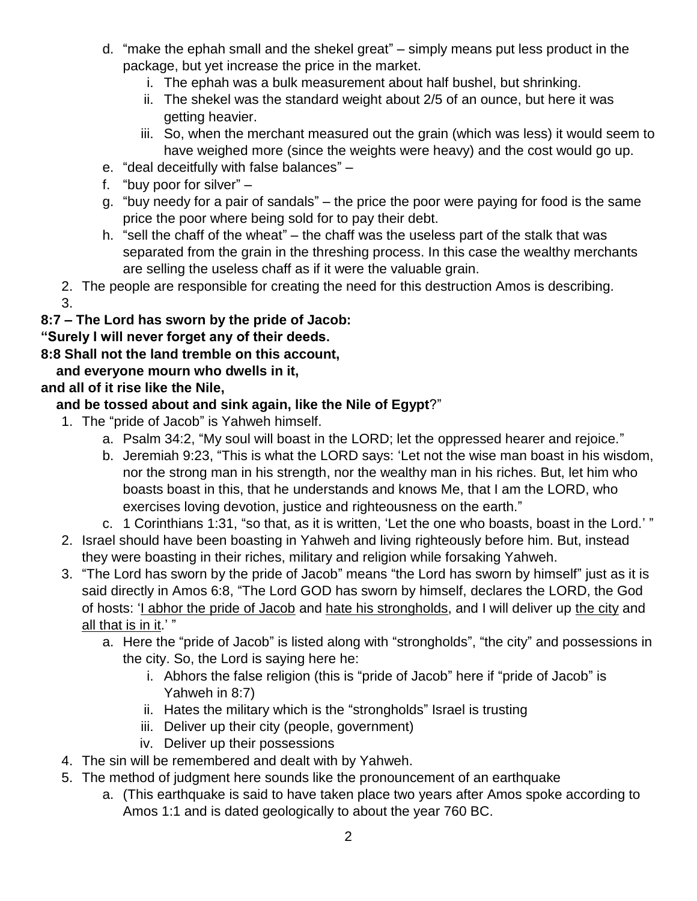d. “make the ephah small and the shekel great” – simply means put less product in the package, but yet increase the price in the market.
      i. The ephah was a bulk measurement about half bushel, but shrinking.
      ii. The shekel was the standard weight about 2/5 of an ounce, but here it was getting heavier.
      iii. So, when the merchant measured out the grain (which was less) it would seem to have weighed more (since the weights were heavy) and the cost would go up.
   e. “deal deceitfully with false balances” –
   f. “buy poor for silver” –
   g. “buy needy for a pair of sandals” – the price the poor were paying for food is the same price the poor where being sold for to pay their debt.
   h. “sell the chaff of the wheat” – the chaff was the useless part of the stalk that was separated from the grain in the threshing process. In this case the wealthy merchants are selling the useless chaff as if it were the valuable grain.
2. The people are responsible for creating the need for this destruction Amos is describing.
3.

**8:7 – The Lord has sworn by the pride of Jacob:**
**“Surely I will never forget any of their deeds.**
**8:8 Shall not the land tremble on this account,**
**and everyone mourn who dwells in it,**
**and all of it rise like the Nile,**
**and be tossed about and sink again, like the Nile of Egypt**?”

1. The “pride of Jacob” is Yahweh himself.
   a. Psalm 34:2, “My soul will boast in the LORD; let the oppressed hearer and rejoice.”
   b. Jeremiah 9:23, “This is what the LORD says: ‘Let not the wise man boast in his wisdom, nor the strong man in his strength, nor the wealthy man in his riches. But, let him who boasts boast in this, that he understands and knows Me, that I am the LORD, who exercises loving devotion, justice and righteousness on the earth.”
   c. 1 Corinthians 1:31, “so that, as it is written, ‘Let the one who boasts, boast in the Lord.’ ”
2. Israel should have been boasting in Yahweh and living righteously before him. But, instead they were boasting in their riches, military and religion while forsaking Yahweh.
3. “The Lord has sworn by the pride of Jacob” means “the Lord has sworn by himself” just as it is said directly in Amos 6:8, “The Lord GOD has sworn by himself, declares the LORD, the God of hosts: ‘I abhor the pride of Jacob and hate his strongholds, and I will deliver up the city and all that is in it.’ ”
   a. Here the “pride of Jacob” is listed along with “strongholds”, “the city” and possessions in the city. So, the Lord is saying here he:
      i. Abhors the false religion (this is “pride of Jacob” here if “pride of Jacob” is Yahweh in 8:7)
      ii. Hates the military which is the “strongholds” Israel is trusting
      iii. Deliver up their city (people, government)
      iv. Deliver up their possessions
4. The sin will be remembered and dealt with by Yahweh.
5. The method of judgment here sounds like the pronouncement of an earthquake
   a. (This earthquake is said to have taken place two years after Amos spoke according to Amos 1:1 and is dated geologically to about the year 760 BC.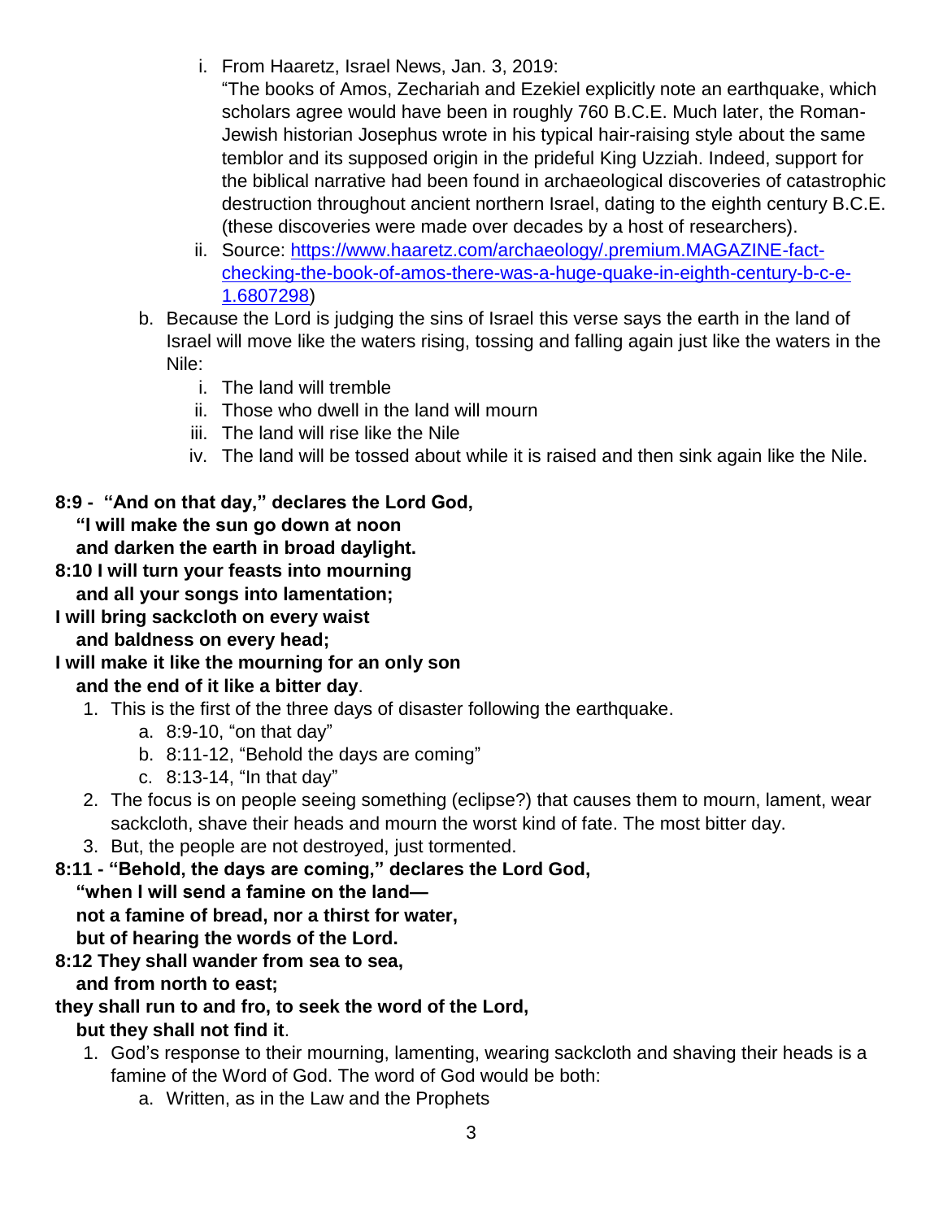- i. From Haaretz, Israel News, Jan. 3, 2019:
     "The books of Amos, Zechariah and Ezekiel explicitly note an earthquake, which scholars agree would have been in roughly 760 B.C.E. Much later, the Roman-Jewish historian Josephus wrote in his typical hair-raising style about the same temblor and its supposed origin in the prideful King Uzziah. Indeed, support for the biblical narrative had been found in archaeological discoveries of catastrophic destruction throughout ancient northern Israel, dating to the eighth century B.C.E. (these discoveries were made over decades by a host of researchers).
   - ii. Source: [https://www.haaretz.com/archaeology/.premium.MAGAZINE-fact-checking-the-book-of-amos-there-was-a-huge-quake-in-eighth-century-b-c-e-1.6807298](https://www.haaretz.com/archaeology/.premium.MAGAZINE-fact-checking-the-book-of-amos-there-was-a-huge-quake-in-eighth-century-b-c-e-1.6807298))

  - b. Because the Lord is judging the sins of Israel this verse says the earth in the land of Israel will move like the waters rising, tossing and falling again just like the waters in the Nile:
    - i. The land will tremble
    - ii. Those who dwell in the land will mourn
    - iii. The land will rise like the Nile
    - iv. The land will be tossed about while it is raised and then sink again like the Nile.

**8:9 - "And on that day," declares the Lord God,**
**"I will make the sun go down at noon**
**and darken the earth in broad daylight.**
**8:10 I will turn your feasts into mourning**
**and all your songs into lamentation;**
**I will bring sackcloth on every waist**
**and baldness on every head;**
**I will make it like the mourning for an only son**
**and the end of it like a bitter day**.

1. This is the first of the three days of disaster following the earthquake.
   - a. 8:9-10, "on that day"
   - b. 8:11-12, "Behold the days are coming"
   - c. 8:13-14, "In that day"
2. The focus is on people seeing something (eclipse?) that causes them to mourn, lament, wear sackcloth, shave their heads and mourn the worst kind of fate. The most bitter day.
3. But, the people are not destroyed, just tormented.

**8:11 - "Behold, the days are coming," declares the Lord God,**
**"when I will send a famine on the land—**
**not a famine of bread, nor a thirst for water,**
**but of hearing the words of the Lord.**
**8:12 They shall wander from sea to sea,**
**and from north to east;**
**they shall run to and fro, to seek the word of the Lord,**
**but they shall not find it**.

1. God's response to their mourning, lamenting, wearing sackcloth and shaving their heads is a famine of the Word of God. The word of God would be both:
   - a. Written, as in the Law and the Prophets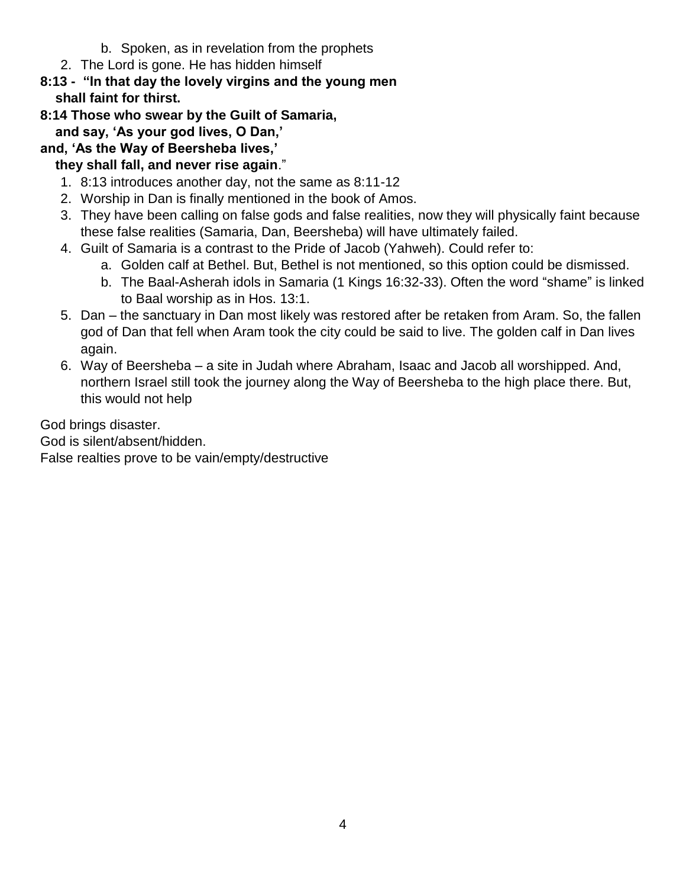b. Spoken, as in revelation from the prophets
2. The Lord is gone. He has hidden himself

**8:13 - "In that day the lovely virgins and the young men**
**shall faint for thirst.**
**8:14 Those who swear by the Guilt of Samaria,**
**and say, 'As your god lives, O Dan,'**
**and, 'As the Way of Beersheba lives,'**
**they shall fall, and never rise again**."

1. 8:13 introduces another day, not the same as 8:11-12
2. Worship in Dan is finally mentioned in the book of Amos.
3. They have been calling on false gods and false realities, now they will physically faint because these false realities (Samaria, Dan, Beersheba) will have ultimately failed.
4. Guilt of Samaria is a contrast to the Pride of Jacob (Yahweh). Could refer to:
   a. Golden calf at Bethel. But, Bethel is not mentioned, so this option could be dismissed.
   b. The Baal-Asherah idols in Samaria (1 Kings 16:32-33). Often the word "shame" is linked to Baal worship as in Hos. 13:1.
5. Dan – the sanctuary in Dan most likely was restored after be retaken from Aram. So, the fallen god of Dan that fell when Aram took the city could be said to live. The golden calf in Dan lives again.
6. Way of Beersheba – a site in Judah where Abraham, Isaac and Jacob all worshipped. And, northern Israel still took the journey along the Way of Beersheba to the high place there. But, this would not help

God brings disaster.
God is silent/absent/hidden.
False realties prove to be vain/empty/destructive